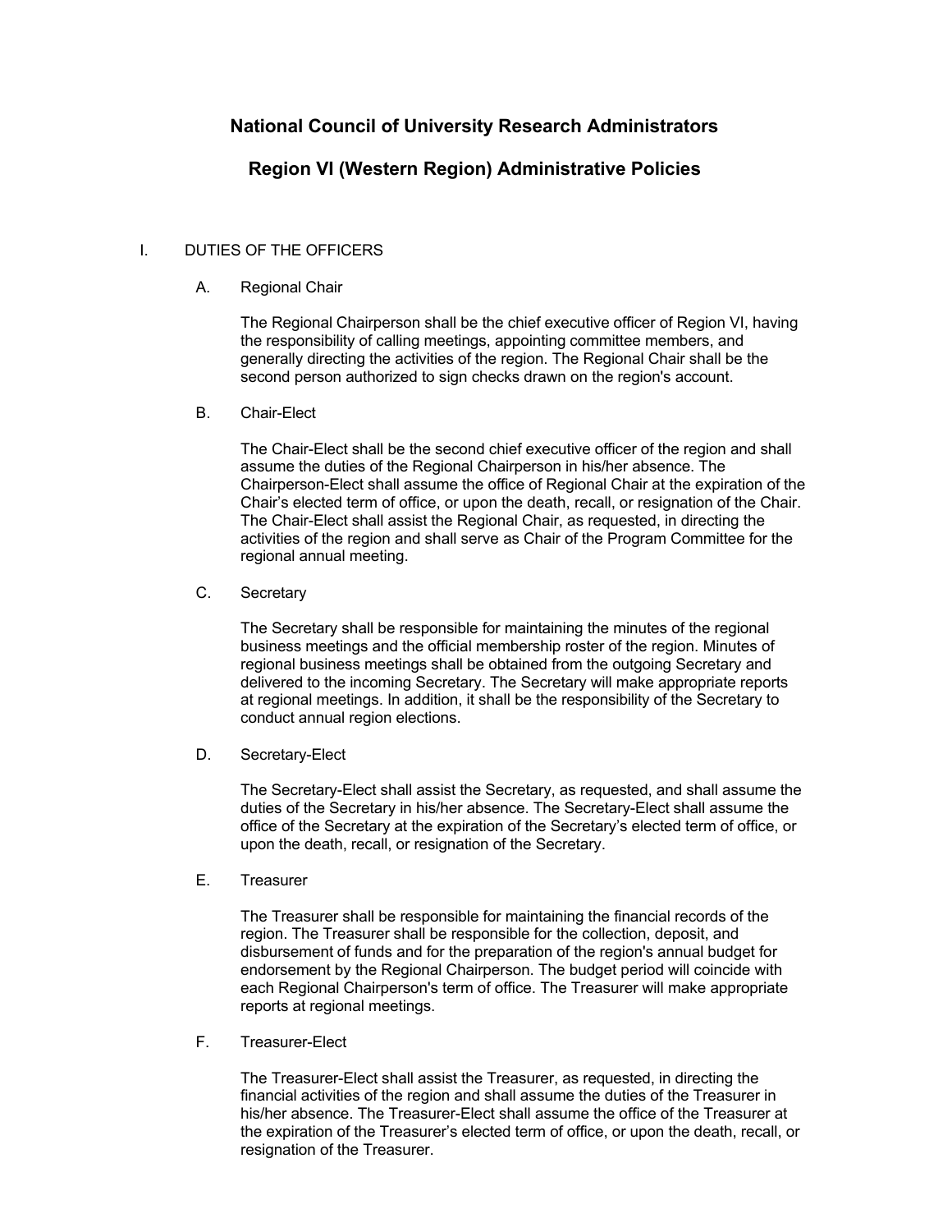# National Council of University Research Administrators

## Region VI (Western Region) Administrative Policies

### I. DUTIES OF THE OFFICERS

#### A. Regional Chair

The Regional Chairperson shall be the chief executive officer of Region VI, having the responsibility of calling meetings, appointing committee members, and generally directing the activities of the region. The Regional Chair shall be the second person authorized to sign checks drawn on the region's account.

#### B. Chair-Elect

The Chair-Elect shall be the second chief executive officer of the region and shall assume the duties of the Regional Chairperson in his/her absence. The Chairperson-Elect shall assume the office of Regional Chair at the expiration of the Chair's elected term of office, or upon the death, recall, or resignation of the Chair. The Chair-Elect shall assist the Regional Chair, as requested, in directing the activities of the region and shall serve as Chair of the Program Committee for the regional annual meeting.

#### C. Secretary

The Secretary shall be responsible for maintaining the minutes of the regional business meetings and the official membership roster of the region. Minutes of regional business meetings shall be obtained from the outgoing Secretary and delivered to the incoming Secretary. The Secretary will make appropriate reports at regional meetings. In addition, it shall be the responsibility of the Secretary to conduct annual region elections.

#### D. Secretary-Elect

The Secretary-Elect shall assist the Secretary, as requested, and shall assume the duties of the Secretary in his/her absence. The Secretary-Elect shall assume the office of the Secretary at the expiration of the Secretary's elected term of office, or upon the death, recall, or resignation of the Secretary.

#### E. Treasurer

The Treasurer shall be responsible for maintaining the financial records of the region. The Treasurer shall be responsible for the collection, deposit, and disbursement of funds and for the preparation of the region's annual budget for endorsement by the Regional Chairperson. The budget period will coincide with each Regional Chairperson's term of office. The Treasurer will make appropriate reports at regional meetings.

#### F. Treasurer-Elect

The Treasurer-Elect shall assist the Treasurer, as requested, in directing the financial activities of the region and shall assume the duties of the Treasurer in his/her absence. The Treasurer-Elect shall assume the office of the Treasurer at the expiration of the Treasurer's elected term of office, or upon the death, recall, or resignation of the Treasurer.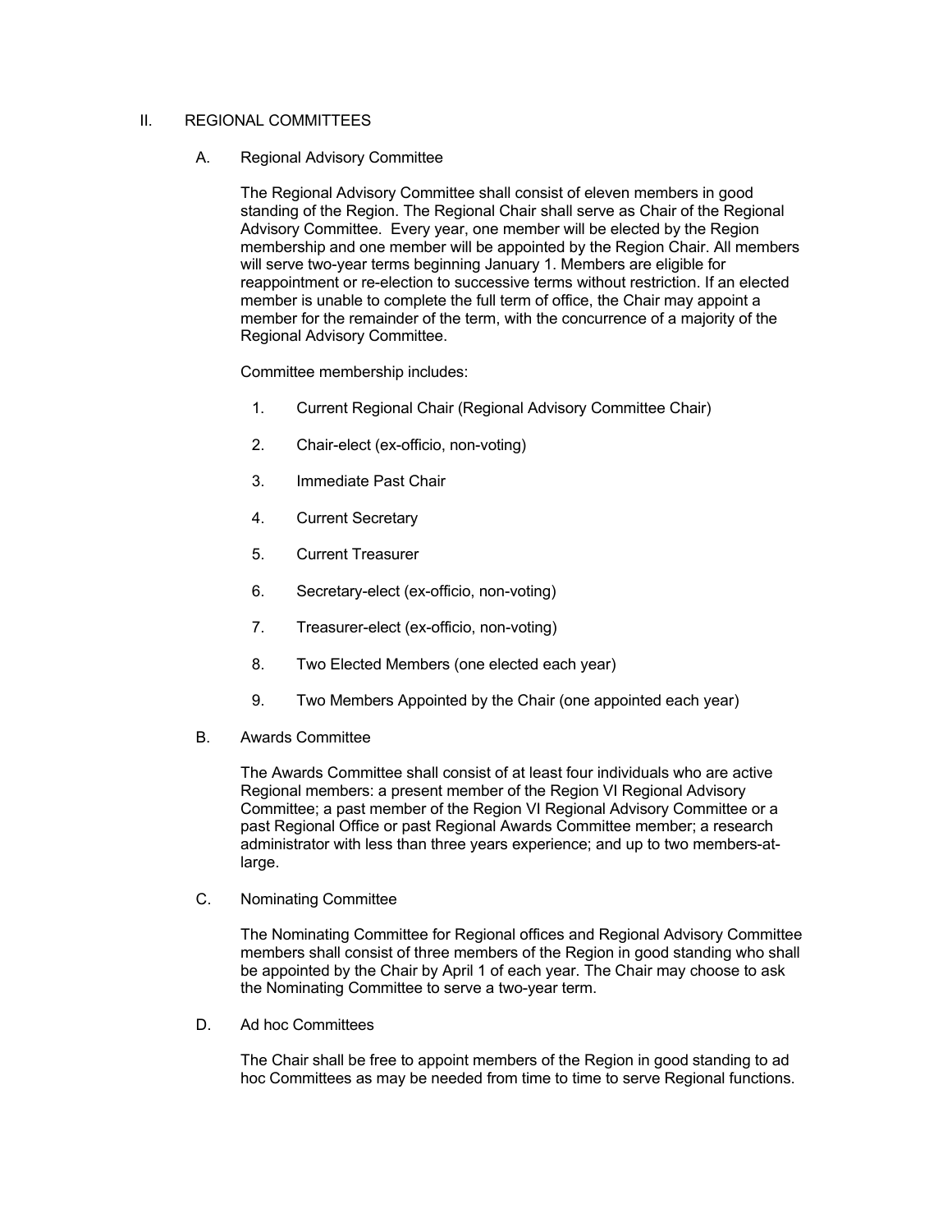## II. REGIONAL COMMITTEES

### A. Regional Advisory Committee

The Regional Advisory Committee shall consist of eleven members in good standing of the Region. The Regional Chair shall serve as Chair of the Regional Advisory Committee. Every year, one member will be elected by the Region membership and one member will be appointed by the Region Chair. All members will serve two-year terms beginning January 1. Members are eligible for reappointment or re-election to successive terms without restriction. If an elected member is unable to complete the full term of office, the Chair may appoint a member for the remainder of the term, with the concurrence of a majority of the Regional Advisory Committee.

Committee membership includes:

1. Current Regional Chair (Regional Advisory Committee Chair)
2. Chair-elect (ex-officio, non-voting)
3. Immediate Past Chair
4. Current Secretary
5. Current Treasurer
6. Secretary-elect (ex-officio, non-voting)
7. Treasurer-elect (ex-officio, non-voting)
8. Two Elected Members (one elected each year)
9. Two Members Appointed by the Chair (one appointed each year)

### B. Awards Committee

The Awards Committee shall consist of at least four individuals who are active Regional members: a present member of the Region VI Regional Advisory Committee; a past member of the Region VI Regional Advisory Committee or a past Regional Office or past Regional Awards Committee member; a research administrator with less than three years experience; and up to two members-at-large.

### C. Nominating Committee

The Nominating Committee for Regional offices and Regional Advisory Committee members shall consist of three members of the Region in good standing who shall be appointed by the Chair by April 1 of each year. The Chair may choose to ask the Nominating Committee to serve a two-year term.

### D. Ad hoc Committees

The Chair shall be free to appoint members of the Region in good standing to ad hoc Committees as may be needed from time to time to serve Regional functions.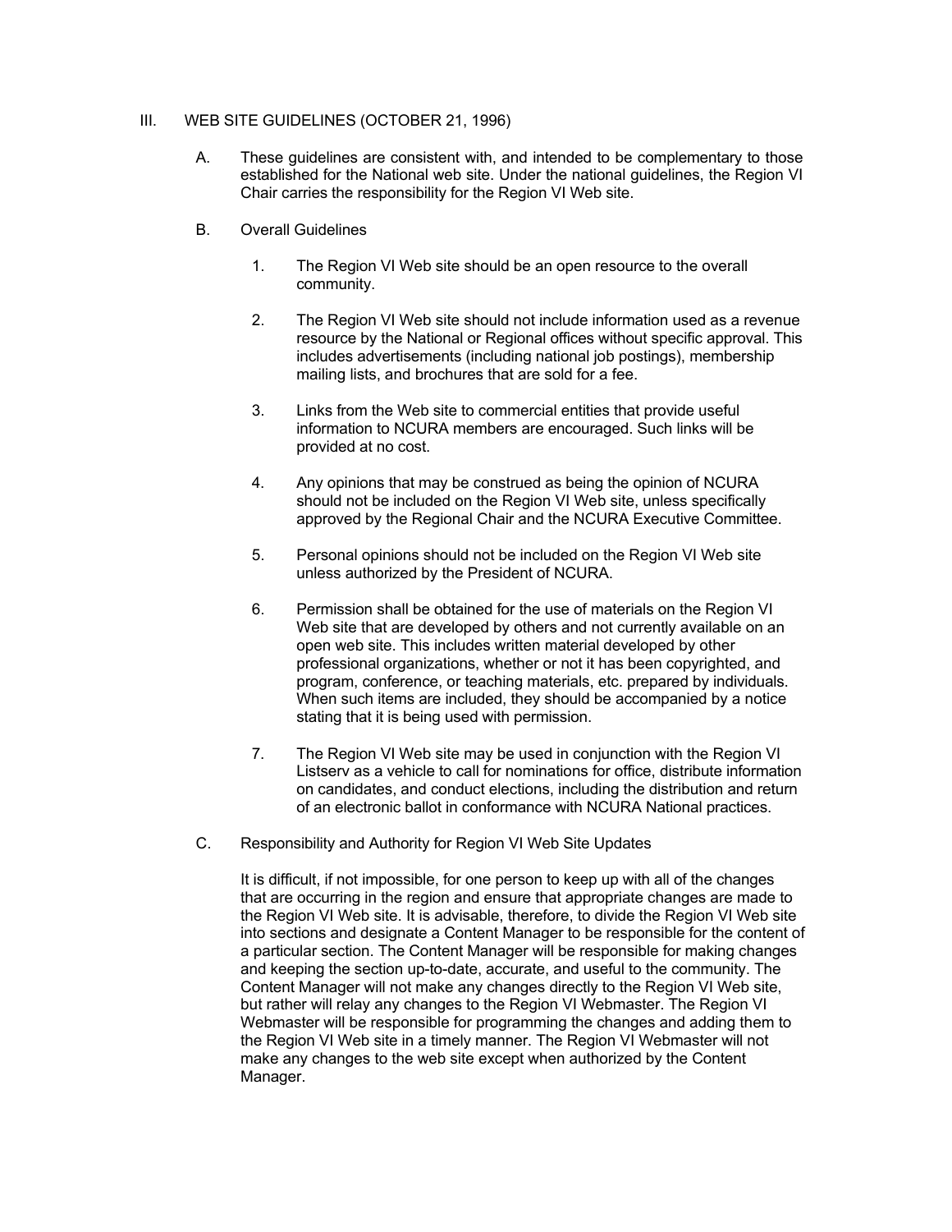## III. WEB SITE GUIDELINES (OCTOBER 21, 1996)

A. These guidelines are consistent with, and intended to be complementary to those established for the National web site. Under the national guidelines, the Region VI Chair carries the responsibility for the Region VI Web site.

B. Overall Guidelines

1. The Region VI Web site should be an open resource to the overall community.

2. The Region VI Web site should not include information used as a revenue resource by the National or Regional offices without specific approval. This includes advertisements (including national job postings), membership mailing lists, and brochures that are sold for a fee.

3. Links from the Web site to commercial entities that provide useful information to NCURA members are encouraged. Such links will be provided at no cost.

4. Any opinions that may be construed as being the opinion of NCURA should not be included on the Region VI Web site, unless specifically approved by the Regional Chair and the NCURA Executive Committee.

5. Personal opinions should not be included on the Region VI Web site unless authorized by the President of NCURA.

6. Permission shall be obtained for the use of materials on the Region VI Web site that are developed by others and not currently available on an open web site. This includes written material developed by other professional organizations, whether or not it has been copyrighted, and program, conference, or teaching materials, etc. prepared by individuals. When such items are included, they should be accompanied by a notice stating that it is being used with permission.

7. The Region VI Web site may be used in conjunction with the Region VI Listserv as a vehicle to call for nominations for office, distribute information on candidates, and conduct elections, including the distribution and return of an electronic ballot in conformance with NCURA National practices.

C. Responsibility and Authority for Region VI Web Site Updates

It is difficult, if not impossible, for one person to keep up with all of the changes that are occurring in the region and ensure that appropriate changes are made to the Region VI Web site. It is advisable, therefore, to divide the Region VI Web site into sections and designate a Content Manager to be responsible for the content of a particular section. The Content Manager will be responsible for making changes and keeping the section up-to-date, accurate, and useful to the community. The Content Manager will not make any changes directly to the Region VI Web site, but rather will relay any changes to the Region VI Webmaster. The Region VI Webmaster will be responsible for programming the changes and adding them to the Region VI Web site in a timely manner. The Region VI Webmaster will not make any changes to the web site except when authorized by the Content Manager.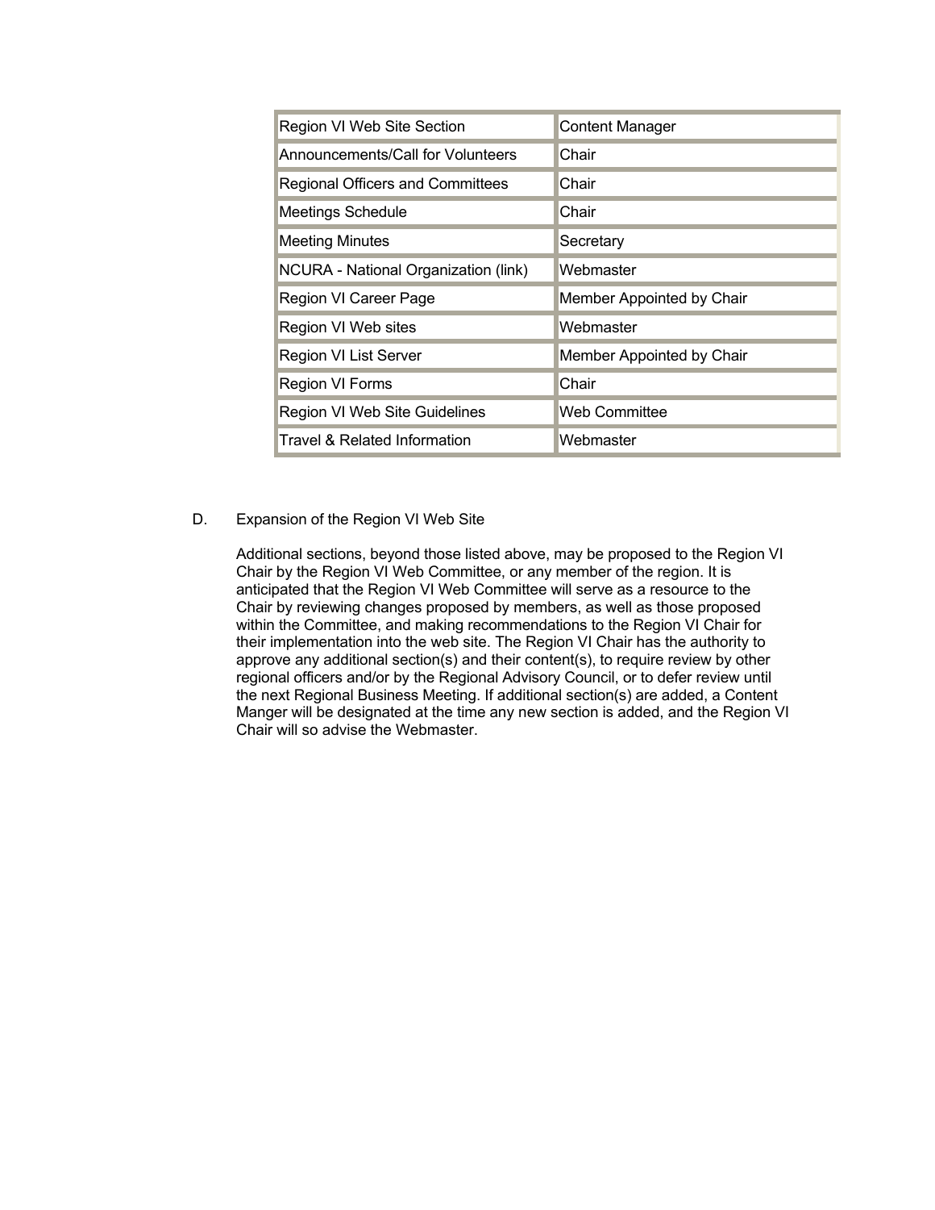| Region VI Web Site Section | Content Manager |
|---|---|
| Announcements/Call for Volunteers | Chair |
| Regional Officers and Committees | Chair |
| Meetings Schedule | Chair |
| Meeting Minutes | Secretary |
| NCURA - National Organization (link) | Webmaster |
| Region VI Career Page | Member Appointed by Chair |
| Region VI Web sites | Webmaster |
| Region VI List Server | Member Appointed by Chair |
| Region VI Forms | Chair |
| Region VI Web Site Guidelines | Web Committee |
| Travel & Related Information | Webmaster |

D. Expansion of the Region VI Web Site

Additional sections, beyond those listed above, may be proposed to the Region VI Chair by the Region VI Web Committee, or any member of the region. It is anticipated that the Region VI Web Committee will serve as a resource to the Chair by reviewing changes proposed by members, as well as those proposed within the Committee, and making recommendations to the Region VI Chair for their implementation into the web site. The Region VI Chair has the authority to approve any additional section(s) and their content(s), to require review by other regional officers and/or by the Regional Advisory Council, or to defer review until the next Regional Business Meeting. If additional section(s) are added, a Content Manger will be designated at the time any new section is added, and the Region VI Chair will so advise the Webmaster.